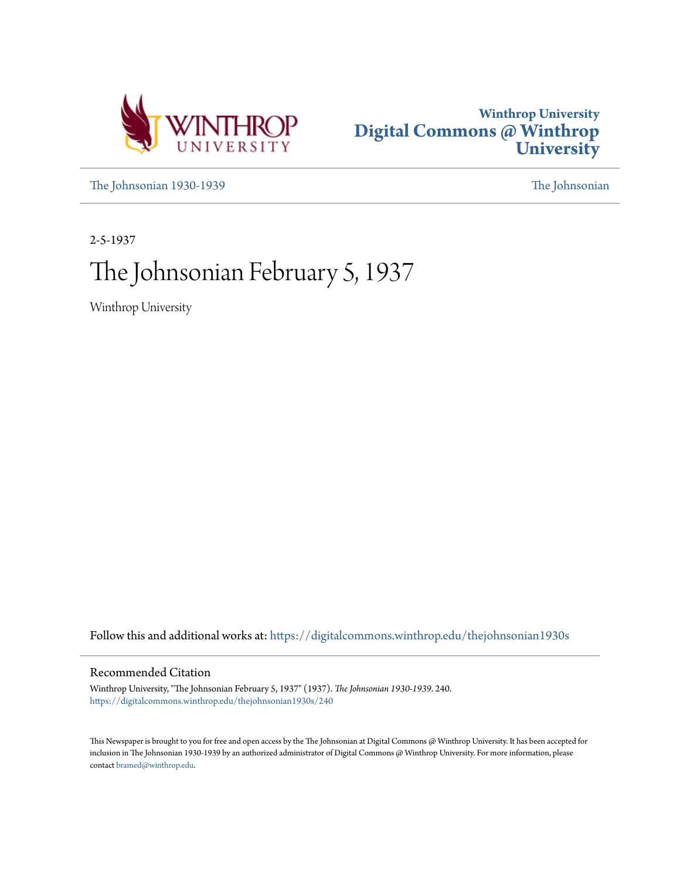Winthrop University
# Digital Commons @ Winthrop University

The Johnsonian 1930-1939

The Johnsonian

2-5-1937

# The Johnsonian February 5, 1937

Winthrop University

Follow this and additional works at: https://digitalcommons.winthrop.edu/thejohnsonian1930s

## Recommended Citation

Winthrop University, "The Johnsonian February 5, 1937" (1937). *The Johnsonian 1930-1939*. 240.
https://digitalcommons.winthrop.edu/thejohnsonian1930s/240

This Newspaper is brought to you for free and open access by the The Johnsonian at Digital Commons @ Winthrop University. It has been accepted for inclusion in The Johnsonian 1930-1939 by an authorized administrator of Digital Commons @ Winthrop University. For more information, please contact bramed@winthrop.edu.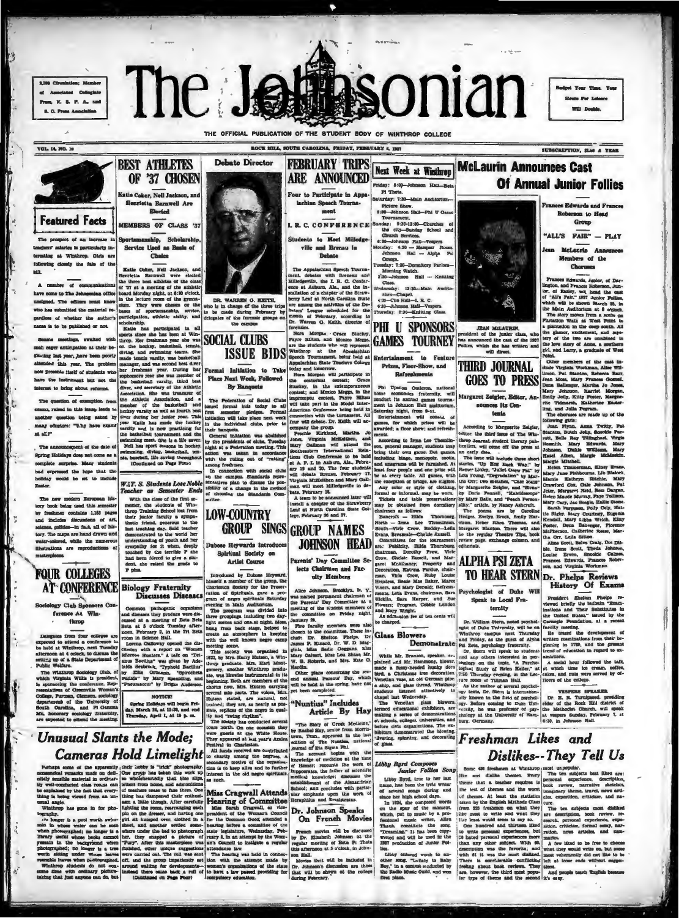2,150 Circulation; Member of Associated Collegiate Press, S. C. P. A. and S. C. Press Association

# The Johnsonian

Budget Your Time. Your Hours For Leisure Will Double.

THE OFFICIAL PUBLICATION OF THE STUDENT BODY OF WINTHROP COLLEGE

VOL. 14, NO. 16 — ROCK HILL, SOUTH CAROLINA, FRIDAY, FEBRUARY 5, 1937 — SUBSCRIPTION, $1.00 A YEAR

## Featured Facts

The prospect of an increase in teachers' salaries is particularly interesting at Winthrop. Girls are following closely the fate of the bill.

A number of communications have come to The Johnsonian office unsigned. The editors must know who has submitted the material regardless of whether the author's name is to be published or not.

Senate meetings, awaited with such eager anticipation at their beginning last year, have been poorly attended this year. The problem now presents itself of students who have the instrument but not the interest to bring about reforms.

The question of exemption from exams, raised in this issue, leads to another question being asked by many students: "Why have exams at all?"

The announcement of the date of Spring Holidays does not come as a complete surprise. Many students had expressed the hope that the holiday would be set to include Easter.

The new modern European history book being used this semester by freshmen contains 1,153 pages and includes discussions of art, science, politics—in fact, all of history. The maps are hand drawn and water-colored, while the numerous illustrations are reproductions of masterpieces.

## BEST ATHLETES OF '37 CHOSEN

### Katie Coker, Nell Jackson, and Henrietta Barnwell Are Elected

### MEMBERS OF CLASS '37

### Sportsmanship, Scholarship, Service Used as Basis of Choice

Katie Coker, Nell Jackson, and Henrietta Barnwell were elected the three best athletes of the class of '37 at a meeting of the athletic board Monday night, at 6:30 o'clock, in the lecture room of the gymnasium. They were chosen on the bases of sportsmanship, service, participation, athletic ability, and scholarship.

Katie has participated in all sports since she has been at Winthrop. Her freshman year she was on the hockey, basketball, tennis, diving, and swimming teams. She made tennis varsity, was basketball manager, and was second best diver her freshman year. During her sophomore year she was member of the basketball varsity, third best diver, and secretary of the Athletic Association. She was treasurer of the Athletic Association, and a member of the basketball and hockey varsity as well as fourth best diver during her junior year. This year Katie has made the hockey varsity and is now practicing for the basketball tournament and the swimming meet. She is a life saver.

Nell has sport seasons in hockey, swimming, diving, basketball, tennis, baseball, life saving throughout (Continued on Page Four)

## W.T. S. Students Lose Noble Teacher as Semester Ends

With the close of the first semester, the students of Winthrop Training School lost from their junior faculty a sympathetic friend, generous to the last teaching day. Said teacher demonstrated to the world her understanding of youth and her sympathy for it when, deeply touched by the terrible F she had been forced to give a student, she raised the grade to F plus.

## FOUR COLLEGES AT CONFERENCE

### Sociology Club Sponsors Conference At Winthrop

Delegates from four colleges are expected to attend a conference to be held at Winthrop, next Tuesday afternoon at 4 o'clock, to discuss the setting up of a State Department of Public Welfare.

The Winthrop Sociology Club, of which Virginia Willis is president, is sponsoring the conference. Representatives of Greenville Woman's College, Furman, Clemson, sociology departments of the University of South Carolina, and Pi Gamma Mu, honorary sociology fraternity, are expected to attend the meeting.

## Debate Director

DR. WARREN G. KEITH, who is in charge of the three trips to be made during February by delegates of the forensic groups on the campus

## SOCIAL CLUBS ISSUE BIDS

### Formal Initiation to Take Place Next Week, Followed By Banquets

The Federation of Social Clubs issued formal bids today to all first semester pledges. Formal initiation will take place next week in the individual clubs, prior to their banquets.

General initiation was abolished by the presidents of clubs, Tuesday night at a Federation meeting. This action was taken in accordance with the ruling out of "ratting" among freshmen.

In connection with social clubs on the campus, Standards representatives plan to discuss the possibility of a change in the method of choosing the Standards Committee.

## LOW-COUNTRY GROUP SINGS

### Dubose Heyward Introduces Spiritual Society on Artist Course

Introduced by Dubose Heyward, himself a member of the group, the Charleston Society for the Preservation of Spirituals, gave a program of negro spirituals Saturday evening in Main Auditorium.

The program was divided into three groupings including two daylight scenes and one at night. Moss hung from back stage, helped to create an atmosphere in keeping with the well known negro camp meeting scene.

This society was organized in 1922, by Mrs. Harry Hutson, a Winthrop graduate. Mrs. Earl Montgomery, another Winthrop graduate, was likewise instrumental in its beginning. Both are members of the chorus now. Mrs. Hutson carrying several solo parts. The songs, Mrs. Hutson stated, are natural, not trained; they are, as nearly as possible, replicas of the negro in quality and "swing rhythm".

The society has conducted several tours north. On one occasion they were guests at the White House. They appeared at last year's Azalea Festival in Charleston.

All funds received are contributed to charity among the negroes. A secondary motive of the organization is to keep alive and to further interest in the old negro spirituals as such.

## Biology Fraternity Discusses Diseases

Common pathogenic organisms and diseases they produce were discussed at a meeting of Beta Beta Beta at 5 o'clock Tuesday afternoon, February 2, in the Tri Beta room in Science Hall.

Lorena Galloway opened the discussion with a report on "Women Microbe Hunters." A talk on "Tetanus Bacillus" was given by Adelaide Brabham. "Typhoid Bacillus" by Ellie Ortmann, "Spirocheta Pallida" by Mary Spaulding, and "Pneumoccus" by Briggs Anderson.

**NOTICE!**

Spring Holidays will begin Friday, March 26, at 12:30, and end Thursday, April 1, at 10 p. m.

## FEBRUARY TRIPS ARE ANNOUNCED

### Four to Participate in Appalachian Speech Tournament

### I. R. C. CONFERENCE

### Students to Meet Milledgeville and Brenau in Debate

The Appalachian Speech Tournament, debates with Brenau and Milledgeville, the I. R. C. Conference at Auburn, Ala., and the installation of a chapter of the Strawberry Leaf at North Carolina State are among the activities of the Debaters' League scheduled for the month of February, according to Dr. Warren G. Keith, director of forensics.

Nora Morgan, Grace Stackey, Fayre Hilton, and Monica Meggs, are the students who will represent Winthrop at the Appalachian Speech Tournament, being held at Appalachian State Teachers College today and tomorrow.

Nora Morgan will participate in the oratorical contest; Grace Stackey, in the extemporaneous contest; and Monica Meggs, in the impromptu contest. Fayre Hilton will take part in the Model International Conference being held in connection with the tournament. All four will debate. Dr. Keith will accompany the group.

Peachie Kirkland, Martha Jo Jones, Virginia McKeithen, and Mary Callison will attend the Southeastern International Relations Club Conference to be held at A. P. I. in Auburn, Ala., February 18 and 20. The four students will debate Brenau, February 17. Virginia McKeithen and Mary Callison will meet Milledgeville in debate, February 18.

A team to be announced later will install a chapter of the Strawberry Leaf at North Carolina State College, February 26 and 27.

## GROUP NAMES JOHNSON HEAD

### Parents' Day Committee Selects Chairmen and Faculty Members

Alice Johnson, Brooklyn, N. Y., was named permanent chairman of the Parents' Day Committee at a meeting of the student members of the committee on Friday night, January 29.

Five faculty members were also chosen to the committee. These include Dr. Shelton Phelps, Dr. James P. Kinard, Dr. W. D. Magginis, Miss Sadie Goggans, Miss Mary Calvert, Miss Lois Shine, Mr. W. B. Roberts, and Mrs. Kate G. Hardin.

Other plans concerning the second annual Parents' Day, which will be held in the spring, have not yet been completed.

## Miss Cragwall Attends Hearing of Committee

Miss Sarah Cragwall, as vice-president of the Woman's Council for the Common Good, attended a hearing before a committee of the state legislature, Wednesday, February 3, in an attempt by the Woman's Council to instigate a regular attendance law.

The hearing was held in connection with the attempt made by women's organizations of the state to have a law passed providing for compulsory education.

## "Nuntius" Includes Article By Hay

"The Story of Greek Medicine," by Rachel Hay, senior from Morristown, Tenn., appeared in the last edition of The Nuntius, national journal of Eta Sigma Phi.

The account begins with the knowledge of medicine at the time of Homer; recounts the work of Hippocrates, the father of scientific medical knowledge; discusses the establishment of the Alexandrian School; and concludes with particular emphasis upon the work of Herophilus and Erasistratus.

## Dr. Johnson Speaks On French Movies

French movies will be discussed by Dr. Elizabeth Johnson at the regular meeting of Beta Pi Theta this afternoon at 5 o'clock, in Johnson Hall.

Movies that will be included in Dr. Johnson's discussion are those that will be shown at the college during February.

## Next Week at Winthrop

Friday: 5:00—Johnson Hall—Beta Pi Theta.

Saturday: 7:30—Main Auditorium—Picture Show.

8:30—Johnson Hall—Phi U Game Tournament.

Sunday: 9:30-12:30—Churches of the city—Sunday School and Church Services.

6:30—Johnson Hall—Vespers

Monday: 4:30 — Masquer Room, Johnson Hall — Alpha Psi Omega.

Tuesday: 7:30—Dormitory Parlors—Morning Watch.

7:30—Johnson Hall — Knitting Class.

Wednesday: 12:30—Main Auditorium—Chapel.

4:30—Clio Hall—I. R. C.

6:30—Johnson Hall—Vespers.

Thursday: 3:30—Knitting Class.

## PHI U SPONSORS GAMES TOURNEY

### Entertainment to Feature Prizes, Floor-Show, and Refreshments

Phi Upsilon Omicron, national home economics fraternity, will conduct its annual games tournament in Johnson Hall auditorium, Saturday night, from 8-11.

Entertainment will consist of games, for which prizes will be awarded; a floor show; and refreshments.

According to Irma Lee Thornilson, general manager, students may bring their own game. But games, including bingo, monopoly, cootie, and anagrams will be furnished. At least four people and one prize will be at every table. All games, with the exception of bridge, are eligible.

Any color or style of clothing, formal or informal, may be worn.

Tickets and table preservations may be obtained from dormitory chairmen as follows:

Bancroft — Hilda Thornburg, North — Irma Lee Thornilson, South—Virle Crow, Roddey—Lella Evans, Breazeale—Chelsie Russell.

Committees for the tournament are: Publicity, Hilda Thornburg, chairman, Dorothy Frew, Virle Crow, Chelsie Russell, and Margaret McAlhany; Property and Decoration, Katrina Pardue, chairman, Virle Crow, Ruby Louise Hendren, Reese Mae Baker, Maree Vivers, and Mary Donald; Refreshments, Lella Evans, chairman, Sara Hicklin, Sara Harper, and Sue Flowers; Program, Cobbie London and Mary Wright.

An admission fee of ten cents will be charged.

## Glass Blowers Demonstrate

While Mr. Brannan, speaker, explained and Mr. Hammond, blower, made a fuzzy-headed Sunday dock bird, a Christmas tree decoration, Venetian vase, an old German pipe, a ship, and glass thread, Winthrop students listened attentively in chapel last Wednesday.

The Venetian glass blowers, termed educational exhibitors, are making a series of demonstrations at schools, colleges, universities, and before civic organizations. The exhibitors demonstrated the blowing, fibering, spinning, and decorating of glass.

## Libby Byrd Composes Junior Follies Song

Libby Byrd, true to her last name, has been the lyric writer of several songs during and since her high school days.

In 1934, she composed words on the spur of the moment, which, put to music by a professional music writer, Allen Thaub, constitute the song, "Dreaming." It has been copywrited and will be used in the 1937 production of Junior Follies.

Libby entered words to another song, "Lullaby to Baby Boy," in a contest conducted by the Radio Music Guild, and won first place.

## McLaurin Announces Cast Of Annual Junior Follies

### Frances Edwards and Frances Roberson to Head Group

### "ALL'S FAIR" — PLAY

### Jean McLaurin Announces Members of the Choruses

Frances Edwards, junior, of Darlington, and Frances Roberson, Junior, of Easley, will head the cast of "All's Fair," 1937 Junior Follies, which will be shown March 25, in the Main Auditorium at 8 o'clock. The story moves from a scene on Flirtation Walk at West Point to a plantation in the deep south. All the glamor, excitement, and mystery of the two are combined in the love story of Anne, a southern girl, and Larry, a graduate of West Point.

Other members of the cast include Virginia Workman, Alice Williams, Pat Stanton, Rebecca Barr, Jean Moss, Mary Frances Connell, Dena Ballenger, Martha Jo Jones, Mary Johnson, Harriet Morgan, Emily Jolly, Kitty Foster, Marguerite Tidmarsh, Katherine Easterling, and Julia Pegram.

The choruses are made up of the following girls:

Jean Flynn, Anna Twitty, Pat Stanton, Butch Jolly, Snookie Parrott, Belle Ray Tillinghast, Virgie Womble, Mary Edwards, Mary Johnson, Dickie Williams, Mary Hazel Aiken, Margie McAdams, Margie Mitchell.

Helen Timmerman, Kinsy Evans, Mary Jane Fishbourne, Lib Blalock, Mamie Kathryn Ritchie, Mary Crawford Cox, Gale Johnson, Pat Jeter, Margaret Reid, Bess Dargan, Helen Maude Murray, Faye Tollison, Mary Gray, Jac Beagle, Hallie Stone.

Sarah Ferguson, Polly Cely, Hattie Rigby, Mary Courtney, Eugenia Kendall, Mary Libba Welch, Kitty Foster, Dena Ballenger, Florence McPherson, Catherine Reese, Martha Orr, Lella Sutton.

Aline Scott, Selva Craig, Dot Dibble, Irene Scott, Theda Johnson, Louise Ervin, Snookie Caines, Frances Edwards, Frances Roberson, and Virginia Workman.

JEAN McLAURIN, president of the junior class, who has announced the cast of the 1937 Follies, which she has written and will direct.

## THIRD JOURNAL GOES TO PRESS

### Margaret Zeigler, Editor, Announces Its Contents

According to Marguerite Zeigler, editor, the third issue of The Winthrop Journal, student literary publication, will come off the press at an early date.

The issue will include these short stories, "Up Hog Back Way," by Rener Linley, "Juliet Grew Fat" by Lois Young, "Degradation" by Martha Orr; two sketches, "Case 30415" by Marguerite Zeigler, and "Siesta" by Doris Fennell, "Kaleidoscope" by Mary Belle, and "Peach Personality," article, by Nancy Ashcraft.

The poems are by Caroline Hodges, Evelyn Brock, Emily Harrison, Heber Rhea Thomas, and Margaret Blanton. There will also be the regular Theatre Tips, book review page, exchange column, and editorials.

## ALPHA PSI ZETA TO HEAR STERN

### Psychologist of Duke Will Speak to Local Fraternity

Dr. William Stern, noted psychologist of Duke University, will be on Winthrop campus next Thursday and Friday, as the guest of Alpha Psi Zeta, psychology fraternity.

Dr. Stern will speak to students and any others interested in psychology on the topic, "A Psychological Study of Helen Keller," at 7:30 Thursday evening, in the Lecture room of Tillman Hall.

As the author of several psychology texts, Dr. Stern is internationally known in the field of psychology. Before coming to Duke University, he was professor of psychology at the University of Hamburg, Germany.

## Dr. Phelps Reviews History Of Exams

President Shelton Phelps reviewed briefly the bulletin "Examinations and Their Substitutes in the United States," issued by the Carnegie Foundation, at a recent faculty meeting.

He traced the development of written examinations from their beginning in 1789, and the present trend of education in regard to examinations.

A social hour followed the talk, at which time ice cream, coffee, cakes, and nuts were served by officers of the college.

**VESPERS SPEAKER**

Dr. R. R. Turnipseed, presiding elder of the Rock Hill district of the Methodist Church, will speak at vespers Sunday, February 7, at 6:30, in Johnson Hall.

## Unusual Slants the Mode; Cameras Hold Limelight

Perhaps some of the apparently nonsensical remarks made on definitely sensible material in ordinarily well-conducted class rooms can be explained by the fact that everything is being viewed from an unusual angle.

Winthrop has gone in for photography.

No longer is a pool worth swimming in whose water can be seen when photographed; no longer is a library useful whose books cannot remain in the background when photographed; no longer is a tree worth sitting under whose leaves resemble leaves when photographed.

Winthrop students do not consume time with ordinary picture-taking that just anyone can do, but their hobby is "trick" photography. One group has taken this work up so wholeheartedly that blue slips, letters from home, and admonitions of teachers cease to faze them. One thing has dampened their enthusiasm a little though. After carefully lighting the room, rearranging each pin on the dresser, and having one girl sit humped over, clothed in a sheet, and another settled somewhere under the bed to photograph "Fury". After this masterpiece was finished, other unique suggestions were carried out. The roll was sent off, and the group impatiently sat around waiting for developments—instead there came back a roll of (Continued on Page Four)

## Freshman Likes and Dislikes--They Tell Us

Some 496 freshmen at Winthrop like and dislike themes. Every theme that a teacher requires is the test of themes and the worst of themes. At least the statistics taken by the English Methods Class from 225 freshmen on what they like most to write and what they like least would seem to say so.

One hundred and thirteen liked to write personal experiences, but 26 hated personal experiences more than any other subject. With 90, description was the favorite; and with 61 it was the most disliked. There is considerable conflicting feeling about book reviews. They are, however, the third most popular type of theme and the second most unpopular.

The ten subjects best liked are: personal experience, description, book review, narrative sketches, imaginary theme, travel, news articles, exposition, criticism, and nature.

The ten subjects most disliked are description, book review, research, personal experience, exposition, criticism, formal essay, narration, news articles, and summaries.

A few liked to be free to choose what they would write on, but some most vehemently did not like to be left at loose ends without suggestions.

And people teach English because it's easy.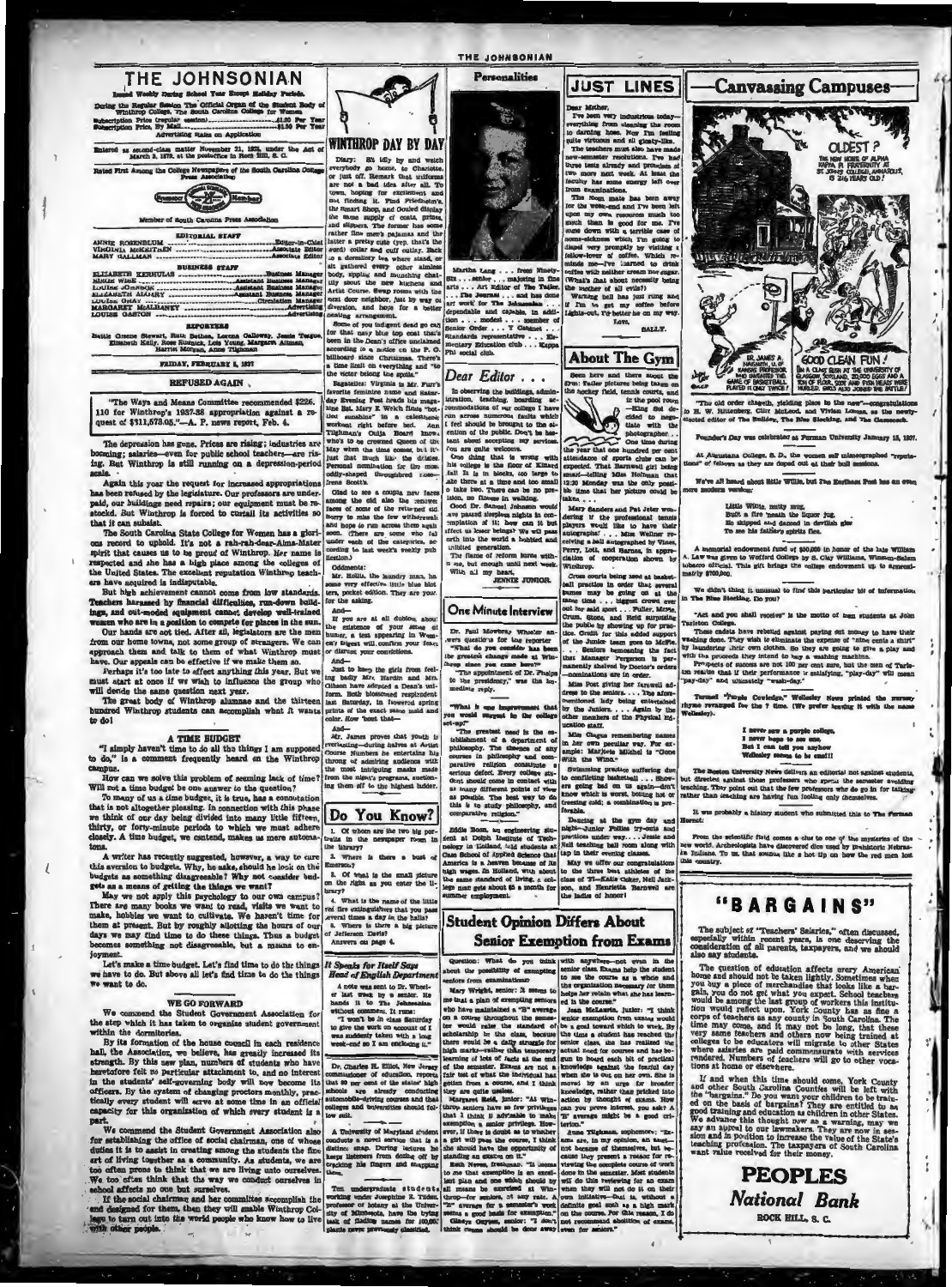# THE JOHNSONIAN

Issued Weekly During School Year Except Holiday Periods.

During the Regular Session The Official Organ of the Student Body of Winthrop College, The South Carolina College for Women

Subscription Price (regular session)........................$1.00 Per Year
Subscription Price, By Mail...................................$1.50 Per Year

Advertising Rates on Application

Entered as second-class matter November 21, 1923, under the Act of March 3, 1879, at the postoffice in Rock Hill, S. C.

Rated First Among the College Newspapers of the South Carolina College Press Association

Member of South Carolina Press Association

## EDITORIAL STAFF

ANNIE ROSENBLUM ........................................Editor-in-Chief
VIRGINIA McKEITHEN ......................................Associate Editor
MARY GALLMAN ...............................................Associate Editor

## BUSINESS STAFF

ELIZABETH KERHULAS ......................................Business Manager
BESSIE WISE ..................................................Assistant Business Manager
LOUISE JOHNSON ............................................Assistant Business Manager
ELIZABETH ALLISEY .........................................Assistant Business Manager
LOUISE GRAY ..................................................Circulation Manager
MARGARET MALBANEY .....................................Advertising
LOUISE GASTON ...............................................Advertising

## REPORTERS

Hattie Greene Stewart, Ruth Bethea, Lorena Galloway, Jessie Teague, Elizabeth Kelly, Rose Rubnick, Lois Young, Marguerite Altman, Harriet Morgan, Anne Tilghman

FRIDAY, FEBRUARY 5, 1937

## REFUSED AGAIN

"The Ways and Means Committee recommended $226,110 for Winthrop's 1937-38 appropriation against a request of $311,673.05."—A. P. news report, Feb. 4.

The depression has gone. Prices are rising; industries are booming; salaries—even for public school teachers—are rising. But Winthrop is still running on a depression-period scale.

Again this year the request for increased appropriations has been refused by the legislature. Our professors are underpaid, our buildings need repairs; our equipment must be restocked. But Winthrop is forced to curtail its activities so that it can subsist.

The South Carolina State College for Women has a glorious record to uphold. It's not a rah-rah-dear-Alma-Mater spirit that causes us to be proud of Winthrop. Her name is respected and she has a high place among the colleges of the United States. The excellent reputation Winthrop teachers have acquired is indisputable.

But high achievement cannot come from low standards. Teachers harassed by financial difficulties, run-down buildings, and out-moded equipment cannot develop well-trained women who are in a position to compete for places in the sun.

Our hands are not tied. After all, legislators are the men from our home towns, not some group of strangers. We can approach them and talk to them of what Winthrop must have. Our appeals can be effective if we make them so.

Perhaps it's too late to affect anything this year. But we must start at once if we wish to influence the group who will decide the same question next year.

The great body of Winthrop alumnae and the thirteen hundred Winthrop students can accomplish what it wants to do!

## A TIME BUDGET

"I simply haven't time to do all the things I am supposed to do," is a comment frequently heard on the Winthrop campus.

How can we solve this problem of seeming lack of time? Will not a time budget be one answer to the question?

To many of us a time budget, it is true, has a connotation that is not altogether pleasing. In connection with this phase we think of our day being divided into many little fifteen, thirty, or forty-minute periods to which we must adhere closely. A time budget, we contend, makes us mere automatons.

A writer has recently suggested, however, a way to cure this aversion to budgets. Why, he asks, should he look on the budgets as something disagreeable? Why not consider budgets as a means of getting the things we want?

May we not apply this psychology to our own campus? There are many books we want to read, visits we want to make, hobbies we want to cultivate. We haven't time for them at present. But by roughly allotting the hours of our days we may find time to do these things. Thus a budget becomes something not disagreeable, but a means to enjoyment.

Let's make a time budget. Let's find time to do the things we have to do. But above all let's find time to do the things we want to do.

## WE GO FORWARD

We commend the Student Government Association for the step which it has taken to organize student government within the dormitories.

By the formation of the house council in each residence hall, the Association, we believe, has greatly increased its strength. By this new plan, numbers of students who have heretofore felt no particular attachment to, and no interest in the students' self-governing body will now become its officers. By the system of changing proctors monthly, practically every student will serve at some time in an official capacity for this organization of which every student is a part.

We commend the Student Government Association also for establishing the office of social chairman, one of whose duties it is to assist in creating among the students the fine art of living together as a community. As students, we are too often prone to think that we are living unto ourselves. We too often think that the way we conduct ourselves in school affects no one but ourselves.

If the social chairman and her committee accomplish the end designed for them, then they will enable Winthrop College to turn out into the world people who know how to live with other people.

## WINTHROP DAY BY DAY

Diary: Sit idly by and watch everybody go home, to Charlotte, or just off. Remark that uniforms are not a bad idea after all. To town, hoping for excitement and not finding it. Find Friedheim's, the Smart Shop, and Gould display the same supply of coats, prints, and slippers. The former has some rather fine men's pajamas and the latter a pretty cute (rep. that's the word) collar and cuff outfit. Back to a dormitory tea where stand, or sit gathered every other aimless body, sipping and munching chattily about the new kickers and Artist Course. Swap rooms with the next door neighbor, just by way of diversion, and hope for a better seating arrangement.

Some of you indigent dead so cat for that navy blue top coat that's been in the Dean's office unclaimed according to a notice on the P. O. billboard since Christmas. There's a time limit on everything and "to the victor belong the spoils."

Suggestion: Virginia is Mr. Furr's favorite feminine name and Saturday Evening Post heads his magazine list. Mary E. Welch finds "hot-foot sunshine" in a calisthenic workout right before bed. Ann Tilghman's Ouija Board knows who's to be crowned Queen of the May when the time comes, but it's just that much like the dilettante. Personal nomination for the most oddly-shaped throughfared nose—Irene Scott's.

Glad to see a couple new faces among the old also the smiling faces of some of the returned old. Sorry to miss the few withdrawals and hope to run across them again soon. (There are some who fall under each of the categories, according to last week's weekly publication.)

Oddments:

Mr. Hollis, the laundry man, has some very effective little blue blotters, pocket edition. They are yours for the asking.

And—

If you are at all dubious about the existence of your sense of humor, a test appearing in Women's Digest will confirm your fears or disrupt your convictions.

And—

Just to keep the girls from feeling badly Mrs. Hardin and Mrs. Gibson have adopted a Dean's uniform. Both blossomed resplendent last Saturday, in flowered spring prints of the exact same mold and color. How 'bout that—

And—

Mr. James proves that youth is everlasting—during halves at Artist Course Numbers he entertains his throng of admiring audience with the most intriguing masks made from the shiny programs, auctioning them off to the highest bidder.

## Personalities

Martha Lang . . . from Ninety-Six . . . senior . . . majoring in fine arts . . . Art Editor of The Tatler . . . The Journal . . . and has done art work for The Johnsonian . . . dependable and capable, in addition . . . modest . . . member of Senior Order . . . Y Cabinet . . . Standards representative . . . Elementary Education club . . . Kappa Phi social club.

## Dear Editor . . .

In observing the buildings, administration, teaching, boarding accommodations of our college I have run across numerous faults which I feel should be brought to the attention of the public. Don't be hesitant about accepting my services. You are quite welcome.

One thing that is wrong with this college is the floor of Kinard Hall. It is in blocks, too large to take three at a time and too small to take two. Then there can be no precision, no finesse in walking.

Good Dr. Samuel Johnson would have passed sleepless nights in contemplation of it: how can it but affect us lesser beings? We will pass forth into the world a hobbled and inhibited generation.

The flame of reform burns within me, but enough until next week. With all my heart,

JENNIE JUNIOR.

## One Minute Interview

Dr. Paul Mowbray Wheeler answers questions for the reporter.

"What do you consider has been the greatest change made at Winthrop since you came here?"

"The appointment of Dr. Phelps to the presidency," was the immediate reply.

"What is one improvement that you would suggest in the college set-up?"

"The greatest need is the establishment of a department of philosophy. The absence of any courses in philosophy and comparative religion constitute a serious defect. Every college student should come in contact with as many different points of view as possible. The best way to do this is to study philosophy, and comparative religion."

## Do You Know?

1. Of whom are the two big portraits in the newspaper room in the library?
2. Where is there a bust of Emerson?
3. Of what is the small picture on the right as you enter the library?
4. What is the name of the little red fire extinguishers that you pass several times a day in the halls?
5. Where is there a big picture of Jefferson Davis?

Answers on page 4.

## It Speaks for Itself Says Head of English Department

A note was sent to Dr. Wheeler last week by a senior. He hands it to The Johnsonian without comment. It runs:

"I won't be in class Saturday to give the work on account of I was suddenly taken with a long week-end so I am enclosing it."

Dr. Charles H. Elliot, New Jersey commissioner of education, reports that 80 per cent of the states' high schools are already conducting automobile-driving courses and that colleges and universities should follow suit.

A University of Maryland student conducts a novel service that is a distinct snap. During lectures he keeps listeners from dozing off by cracking his fingers and snapping them.

Ten undergraduate students working under Josephine E. Tilden, professor of botany at the University of Minnesota, have the trying task of finding names for 100,000 plants never previously classified.

Eddie Boom, an engineering student at Delph Institute of Technology in Holland, told students at Case School of Applied Science that America is a heaven because of its high wages. In Holland, with about the same standard of living, a college man gets about $5 a month for summer employment.

## JUST LINES

Dear Mother,

I've been very industrious today—everything from cleaning the room to darning hose. Now I'm feeling quite virtuous and all goody-like.

The teachers must also have made new-semester resolutions. I've had three tests already and promises of two more next week. At least the faculty has some energy left over from examinations.

The Room mate has been away for the week-end and I've been left upon my own resources much too much than is good for me. I've come down with a terrible case of home-sickness which, I'm going to dispel very promptly by visiting a fellow-lover of coffee. Which reminds me—I've learned to drink coffee with neither cream nor sugar. (What's that about necessity being the mother of all evils?)

Warning bell has just rung and if I'm to get my coffee before Lights-out, I'd better be on my way.

Love,

SALLY.

## About The Gym

Been here and there about the Gym: Tatler pictures being taken on the hockey field, tennis courts, and in the pool room . . . —King Kol decided to negotiate with the photographer . . . One time during the year that one hundred per cent attendance of sports clubs can be expected. That Barnwell girl being smart—telling Miss Hoffman that 12:30 Monday was the only possible time that her picture could be taken . . .

Mary Sanders and Pat Jeter wondering if the professional tennis players would like to have their autographs! . . . Miss Wellner receiving a ball autographed by Vines, Perry, Lott, and Barnes, in appreciation of cooperation shown by Winthrop.

Cross courts being used at basketball practice in order that several games may be going on at the same time . . . biggest crowd ever out for said sport . . . Fuller, Moye, Crum, Stone, and Reid surprising the public by showing up for practice. Credit for this added support of the Junior team goes to McFee . . . Seniors bemoaning the fact that Manager Ferguson is permanently shelved by Doctor's orders—nominations are in order.

Miss Post giving her farewell address to the seniors . . . The aforementioned lady being entertained by the Juniors . . . Again by the other members of the Physical Education staff.

Miss Cheyne remembering names in her own peculiar way. For example: Marjorie Mitchell is "Gone With the Wind."

Swimming practice suffering due to conflicting basketball . . . Showers going bad on us again—don't know which is worse, boiling hot or freezing cold; a combination is preferable.

Dancing at the gym day and night—Junior Follies try-outs and practices under way . . . Jessie and Nell teaching ball room along with tap in their evening classes.

May we offer our congratulations to the three best athletes of the class of '37—Katie Coker, Nell Jackson, and Henrietta Barnwell are the ladies of honor!

## Student Opinion Differs About Senior Exemption from Exams

Question: What do you think about the possibility of exempting seniors from examinations?

Mary Wright, senior: "It seems to me that a plan of exempting seniors who have maintained a 'B' average or a corresponding is not out of the ordinary throughout the semester would raise the standard of scholarship in the class, because there would be a daily struggle for high marks—rather than temporary learning of lots of facts at the end of the semester. Exams are not a fair test of what the individual has gotten from a course, and I think they are quite useless.

Margaret Reid, junior: "All Winthrop seniors have so few privileges that I think it advisable to make exemption a senior privilege. However, if there is doubt as to whether a girl will pass the course, I think she should have the opportunity of standing an exam on it."

Ruth Brown, freshman: "It seems to me that exemption is an excellent plan and one which should by all means be exercised at Winthrop—for seniors, at any rate. A 'B' average for a semester's work seems a good basis for exemption."

Gladys Gayson, senior: "I don't think exams should be done away with anywhere—not even in the senior class. Exams help the student to see the course as a whole and the organization necessary for them helps her retain what she has learned in the course."

Jean McLaurin, junior: "I think senior exemption from exams would be a goal toward which to work. By the time a student has reached the senior class, she has learned the actual need for courses and has begun to hoard each bit of practical knowledge against the fearful day when she is out on her own. She is moved by an urge for broader knowledge, rather than prodded into action by thought of exams. How can you prove interest, you ask? A 'B' average might be a good criterion."

Anne Tilghman, sophomore: "Exams are, in my opinion, an essential, not because of themselves, but because they present a reason for reviewing the complete course of work done in the semester. Most students will do this reviewing for an exam when they will not do it on their own initiative—that is, without a definite goal such as a high mark on the course. For this reason, I do not recommend abolition of exams, even for seniors."

## —Canvassing Campuses—

OLDEST? THE NEW HOME OF ALPHA KAPPA PI FRATERNITY AT ST. JOHNS COLLEGE, ANNAPOLIS, IS 216 YEARS OLD!

DR. JAMES A. NAISMITH, U. OF KANSAS PROFESSOR WHO INVENTED THE GAME OF BASKETBALL, PLAYED IT ONLY TWICE!

GOOD CLEAN FUN! IN A CLASS RUSH AT THE UNIVERSITY OF GLASGOW, SCOTLAND, 20,000 EGGS AND A TON OF FLOUR, SOOT AND FISH HEADS WERE HURLED. GIRLS ALSO JOINED THE BATTLE!

"The old order changeth, yielding place to the new"—congratulations to H. W. Rittenberg, Clint McLeod, and Vivian Lomas, as the newly-elected editor of The Bulldog, The Blue Stocking, and The Cosmosack.

Founder's Day was celebrated at Furman University January 15, 1937.

At Augustana College, S. D., the women sell mimeographed "reputations" of fellows as they are doped out at their bull sessions.

We've all heard about little Willie, but The Eastbest Post has an even more modern version:

> Little Willie, nutty mug,
> Built a fire 'neath the liquor jug,
> He skipped and danced in devilish glee
> To see his father's spirits flee.

A memorial endowment fund of $50,000 in honor of the late William A. Law was given to Wofford College by S. Clay Williams, Winston-Salem tobacco official. This gift brings the college endowment up to approximately $700,000.

We didn't think it unusual to find this particular bit of information in The Blue Stocking. Do you?

"Act and you shall receive" is the motto of men students at John Tarleton College.

These cadets have rebelled against paying out money to have their washing done. They wish to eliminate the expense of "nine cents a shirt" by laundering their own clothes. So they are going to give a play and with the proceeds they intend to buy a washing machine.

Prospects of success are not 100 per cent sure, but the men of Tarleton realize that if their performance is satisfying, "play-day" will mean "pay-day" and ultimately "wash-day."

Termed "Purple Cowledge," Wellesley News printed the nursery rhyme revamped for the 7 time. (We prefer leaving it with the name Wellesley).

> I never saw a purple college,
> I never hope to see one,
> But I can tell you anyhow
> Wellesley seems to be one!!!

The Boston University News delivers an editorial not against students, but directed against those professors who spend the semester avoiding teaching. They point out that the few professors who do go in for talking rather than teaching are having fun fooling only themselves.

It was probably a history student who submitted this to The Furman Hornet:

From the scientific field comes a clue to one of the mysteries of the new world. Archeologists have discovered dice used by prehistoric Nebraskan Indians. To us, that sounds like a hot tip on how the red men lost this country.

## "BARGAINS"

The subject of "Teachers' Salaries," often discussed, especially within recent years, is one deserving the consideration of all parents, taxpayers, and we should also say students.

The question of education affects every American home and should not be taken lightly. Sometimes when you buy a piece of merchandise that looks like a bargain, you do not get what you expect. School teachers would be among the last group of workers this institution would reflect upon. York County has as fine a corps of teachers as any county in South Carolina. The time may come, and it may not be long, that these very same teachers and others now being trained at colleges to be educators will migrate to other States where salaries are paid commensurate with services rendered. Numbers of teachers will go to other vocations at home or elsewhere.

If and when this time should come, York County and other South Carolina Counties will be left with the "bargains." Do you want your children to be trained on the basis of bargains? They are entitled to as good training and education as children in other States. We advance this thought now as a warning, may we say an appeal to our lawmakers. They are now in session and in position to increase the value of the State's teaching profession. The taxpayers of South Carolina want value received for their money.

**PEOPLES National Bank**
ROCK HILL, S. C.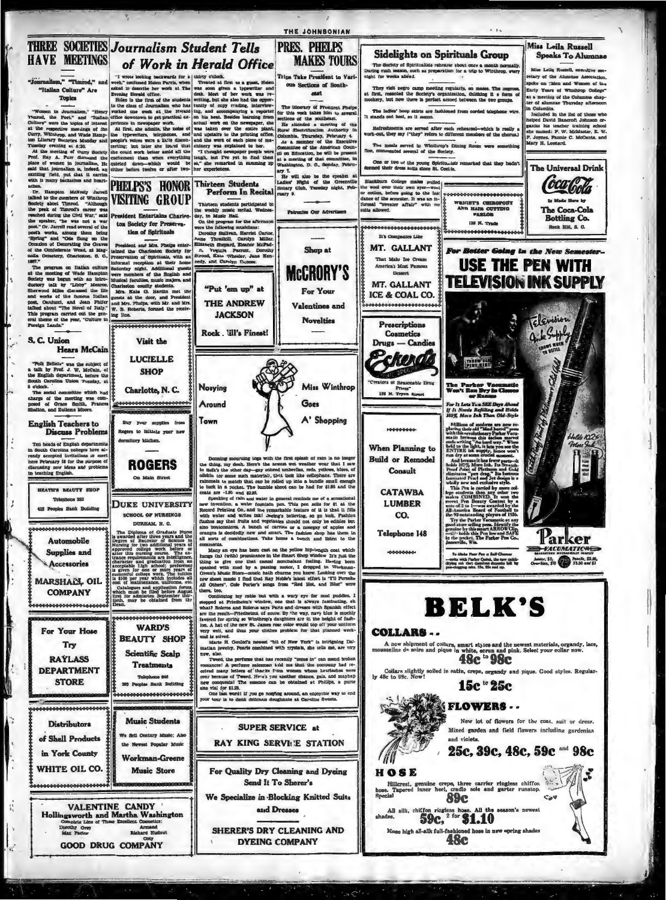## THREE SOCIETIES HAVE MEETINGS

### "Journalism," "Timrod," and "Italian Culture" Are Topics

"Women in Journalism," "Henry Timrod, the Poet," and "Italian Culture" were the topics of interest at the respective meetings of the Curry, Winthrop, and Wade Hampton Literary Societies Monday and Tuesday evening at 6:30.

At the meeting of Curry Society Prof. Ray A. Furr discussed the place of women in journalism. He said that journalism is, indeed, an exciting field, put that it carries with it many backaches and heartaches.

Dr. Hampton McNeely Jarrell talked to the members of Winthrop Society about Timrod. "Although the peak of Timrod's career was reached during the Civil War," said the speaker, "he was not a war poet." Dr. Jarrell read several of the poet's works, among them being "Spring" and "Ode Sung on the Occasion of Decorating the Graves of the Confederate Dead, at Magnolia Cemetery, Charleston, S. C., 1867."

The program on Italian culture at the meeting of Wade Hampton Society was begun with an introductory talk by "Libby" Monroe. Sherwood Miles discussed the life and works of the famous Italian poet, Carducci, and Jean Phifer talked about "The Novel of Italy." This program carried out the general theme of the year, "Culture in Foreign Lands."

## S. C. Union Hears McCain

"Folk Beliefs" was the subject of a talk by Prof. J. W. McCain, of the English department, before the South Carolina Union Tuesday, at 6 o'clock.

The social committee which had charge of the meeting was composed of Grace Smith, Frances Shelton, and Sultana Moore.

## English Teachers to Discuss Problems

Ten heads of English departments in South Carolina colleges have already accepted invitations to meet here February 18 for the purpose of discussing new ideas and problems in teaching English.

HEATH'S BEAUTY SHOP
Telephone 352
412 Peoples Bank Building

Automobile Supplies and Accessories
MARSHALL OIL COMPANY

For Your Hose Try RAYLASS DEPARTMENT STORE

Distributors of Shell Products in York County
WHITE OIL CO.

VALENTINE CANDY
Hollingsworth and Martha Washington
Complete Line of These Excellent Cosmetics:
Dorothy Gray — Armand
Max Factor — Richard Hudnut — Coty
GOOD DRUG COMPANY

## Journalism Student Tells of Work in Herald Office

"I wrote looking backwards for a week" confessed Helen Parris, when asked to describe her work at The Evening Herald office.

Helen is the first of the students in the class of Journalism who has worked one week at the Herald office downtown to get practical experience in newspaper work.

At first, she admits, the noise of the typewriters, telephones, and people's voices were a little disconcerting; but later she found that she could work better amid all the excitement than when everything quieted down—which would be either before twelve or after two-thirty o'clock.

Treated at first as a guest, Helen was soon given a typewriter and desk. Most of her work was rewriting, but she also had the opportunity of copy reading, interviewing, and accompanying a reporter on his beat. Besides learning from actual work on the newspaper, she was taken over the entire plant, and upstairs to the printing office, and the work of each piece of machinery was explained to her.

"I thought newspaper people were tough, but I've yet to find them so," she remarked in summing up her experiences.

## PHELPS'S HONOR VISITING GROUP

### President Entertains Charleston Society for Preservation of Spirituals

President and Mrs. Phelps entertained the Charleston Society for Preservation of Spirituals, with an informal reception at their home Saturday night. Additional guests were members of the English and Musical faculties, music majors, and Charleston county students.

Mrs. Kate G. Hardin met the guests at the door, and President and Mrs. Phelps, with Mr. and Mrs. W. B. Roberts, formed the receiving line.

Visit the LUCIELLE SHOP
Charlotte, N. C.

Buy your supplies from Rogers to initiate your new dormitory kitchen.

ROGERS
On Main Street

DUKE UNIVERSITY
SCHOOL OF NURSING
DURHAM, N. C.

The Diploma of Graduate Nurse is awarded after three years and the Degree of Bachelor of Science in Nursing for two additional years of approved college work before or after this nursing course. The entrance requirements are intelligence, character and graduation from an acceptable high school; preference is given for one or more years of successful college work. The tuition is $100 per year which includes all cost of maintenance, uniforms, etc. Catalogues and application forms, which must be filed before August first for admission September thirtieth, may be obtained from the Dean.

WARD'S BEAUTY SHOP
Scientific Scalp Treatments
Telephone 846
203 Peoples Bank Building

Music Students
We Sell Century Music; Also the Newest Popular Music
Workman-Greene Music Store

## PRES. PHELPS MAKES TOURS

### Trips Take President to Various Sections of Southeast

The itinerary of President Phelps for this week takes him to several sections of the southeast.

He attended a meeting of the Rural Electrification Authority in Columbia, Thursday, February 4.

As a member of the Executive Committee of the American Council on Education, he will be present at a meeting of that committee, in Washington, D. C., Sunday, February 7.

He will also be the speaker at Ladies' Night of the Greenville Rotary Club, Tuesday night, February 9.

Patronize Our Advertisers

## Thirteen Students Perform In Recital

Thirteen students participated in the weekly music recital Wednesday, in Music Hall.

On the program for the afternoon were the following musicians: Dorothy Sullivan, Harriet Carter, Anne Thrailkill, Carolyn Miller, Elizabeth Shepard, Eleanor McFadden, Virginia Parrott, Dorothy Stroud, Kate Wheeler, Jane Kennedy, and Carolyn Dubose.

Shop at McCRORY'S For Your Valentines and Novelties

"Put 'em up" at THE ANDREW JACKSON
Rock Hill's Finest!

## Nosying Around Town — Miss Winthrop Goes A' Shopping

Donning mourning toga with the first splash of rain is no longer the thing, my dear. Here's the newest wet weather wear that I saw in Belk's the other day—gay colored umbrellas, reds, yellows, blues, of oilskin (or some such material), that look like cellophane. There are raincoats to match that can be rolled up into a bundle small enough to tuck in a pocket. The bundle shoot can be had for $1.95 and the coats are $1.95 and $2.95.

Speaking of rain and water in general reminds me of a sensational new invention, a water fountain pen. This pen sells for $1 at the Record Printing Co. and the remarkable feature of it is that it fills with water and writes ink! Seeing's believing, so go look. Fashion flashes say that fruits and vegetables should not only be edibles but also boutonnieres. A bunch of carrots or a nosegay of apples and oranges is decidedly new and smart. The fashion shop has them in all sorts of combinations. Take home a bunch and listen to the comments.

Many an eye has been cast on the yellow hip-length coat which hangs (in (with) prominence in the Smart Shop window. It's just the thing to give one that casual nonchalant feeling. Having been splashed with mud by a passing motor, I dropped in Workman-Green's Music Store—much balm charms you know. Looking over the new sheet music I find that Ray Noble's latest effort is "Ti Pentoh All Others". Cole Porter's songs from "Red Hot, and Blue" were there, too.

Continuing my rainy but with a wary eye for mud puddles, I stopped at Friedheim's window, one that is always fascinating. eh what? Boleros and Boleros says Paris and dresses with Spanish effect are the result—Friedheims, of course. By the way, navy blue is muchly favored for spring so Winthrop's daughters are in the height of fashion. A hat of the new St. James rose color would top off your uniform very well, and thus your clothes problem for that planned weekend is solved.

Marie H. Goulet's newest "bit of New York" is intriguing Dalmatian jewelry. Pearls combined with crystals, she tells me, are very new, also.

Tweed, the perfume that has recently "come in" can mend broken romances! A perfume salesman told me that the company had received many letters of thanks from women whose boyfriends were ever because of Tweed. Here's you another chance, gals, and maybe new conquests! The essence can be obtained at Phillips, a purse size vial for $1.25.

One last word! If you go nosying around, an enjoyable way to end your tour is to dunk delicious doughnuts at Carolina Sweets.

SUPER SERVICE at RAY KING SERVICE STATION

For Quality Dry Cleaning and Dyeing Send It To Sherer's
We Specialize in Blocking Knitted Suits and Dresses
SHERER'S DRY CLEANING AND DYEING COMPANY

## Sidelights on Spirituals Group

The Society of Spiritualists rehearse about once a month normally. During rush season, such as preparation for a trip to Winthrop, every night for weeks ahead.

They visit negro camp meeting regularly, en masse. The negroes, at first, resented the Society's organization, thinking it a form of mockery, but now there is perfect accord between the two groups.

The ladies' hoop skirts are fashioned from corded telephone wire. It stands out best, so it seems.

Refreshments are served after each rehearsal—which is really a work-out, they say ("they" refers to different members of the chorus.)

The meals served in Winthrop's Dining Room were something fine, commented several of the Society.

One or two of the young Spiritualists remarked that they hadn't donned their dress suits since St. Cecilia.

Blackburn College males pulled the wool over their own eyes—wool or cotton, before going to the last dance of the semester. It was an informal "sweater affair" with no suits allowed.

WRIGHT'S CHIROPODY AND HAIR CUTTING PARLOR
133 N. Trade

It's Companies Like MT. GALLANT That Make Ice Cream America's Most Famous Dessert
MT. GALLANT ICE & COAL CO.

Prescriptions — Cosmetics — Drugs — Candies
Eckerd's
"Creators of Reasonable Drug Prices"
128 N. Tryon Street

When Planning to Build or Remodel Consult
CATAWBA LUMBER CO.
Telephone 148

## Miss Leila Russell Speaks To Alumnae

Miss Leila Russell, executive secretary of the Alumnae Association, spoke on "Men and Women of the Early Years of Winthrop College" at a meeting of the Columbia chapter of alumnae Thursday afternoon in Columbia.

Included in the list of those who helped David Bancroft Johnson organize his teacher training school she named: F. W. McMaster, E. W. F. Jones, Fannie C. McCants, and Mary H. Leonard.

The Universal Drink
Coca-Cola
Is Made Here by The Coca-Cola Bottling Co.
Rock Hill, S. C.

For Better Going in the New Semester—
USE THE PEN WITH TELEVISION INK SUPPLY

The Parker Vacumatic Won't Run Dry in Classes or Exams
For It Lets You SEE Days Ahead If It Needs Refilling and Holds 102% More Ink Than Old-Style

Millions of moderns are now replacing their old "blind barrel" pens with this revolutionary Parker Vacumatic because this sacless marvel ends writing "the hard way." When held to the light, it lets you see the ENTIRE ink supply, hence won't run dry at some crucial moment.

And because it has fewer parts—it holds 102% More Ink. Its Scratch-Proof Point of Platinum and Gold eliminates "pen drag." Its lustrous laminated Pearl and Jet design is a wholly new and exclusive style.

This Pen is carried by more college students than any other two makes COMBINED. It won the recent Pen Beauty Contest by a vote of 2 to 1—was awarded by the All-America Board of Football to the 90 outstanding players of 1936.

Try the Parker Vacumatic at any good store selling pens. Identify the genuine by this smart ARROW Clip, —this holds this Pen low and SAFE in the pocket. The Parker Pen Co., Janesville, Wis.

To Make Your Pen a Self-Cleaner —write with Parker Quink, the new quick-drying ink that dissolves deposits left by pen-clogging inks. 15c, 25c and up.

Parker VACUMATIC
Junior, $5; Over-Size, $10 — Pencils, $2.50, $3.50 and $5

## BELK'S

**COLLARS . .**

A new shipment of collars, smart styles and the newest materials, organdy, lace, mousseline de soire and pique in white, ecrun and pink. Select your collar now.

**48c to 98c**

Collars slightly soiled in satin, crepe, organdy and pique. Good styles. Regularly 48c to 98c. Now!

**15c to 25c**

**FLOWERS . .**

New lot of flowers for the coat, suit or dress. Mixed garden and field flowers including gardenias and violets.

**25c, 39c, 48c, 59c and 98c**

**HOSE**

Hillcrest, genuine crepe, three carrier ringless chiffon hose. Tapered inner heel, cradle sole and garter runstop. Special **89c**

All silk, chiffon ringless hose. All the season's newest shades. **59c, 2 for $1.10**

Knee high all-silk full-fashioned hose in new spring shades **48c**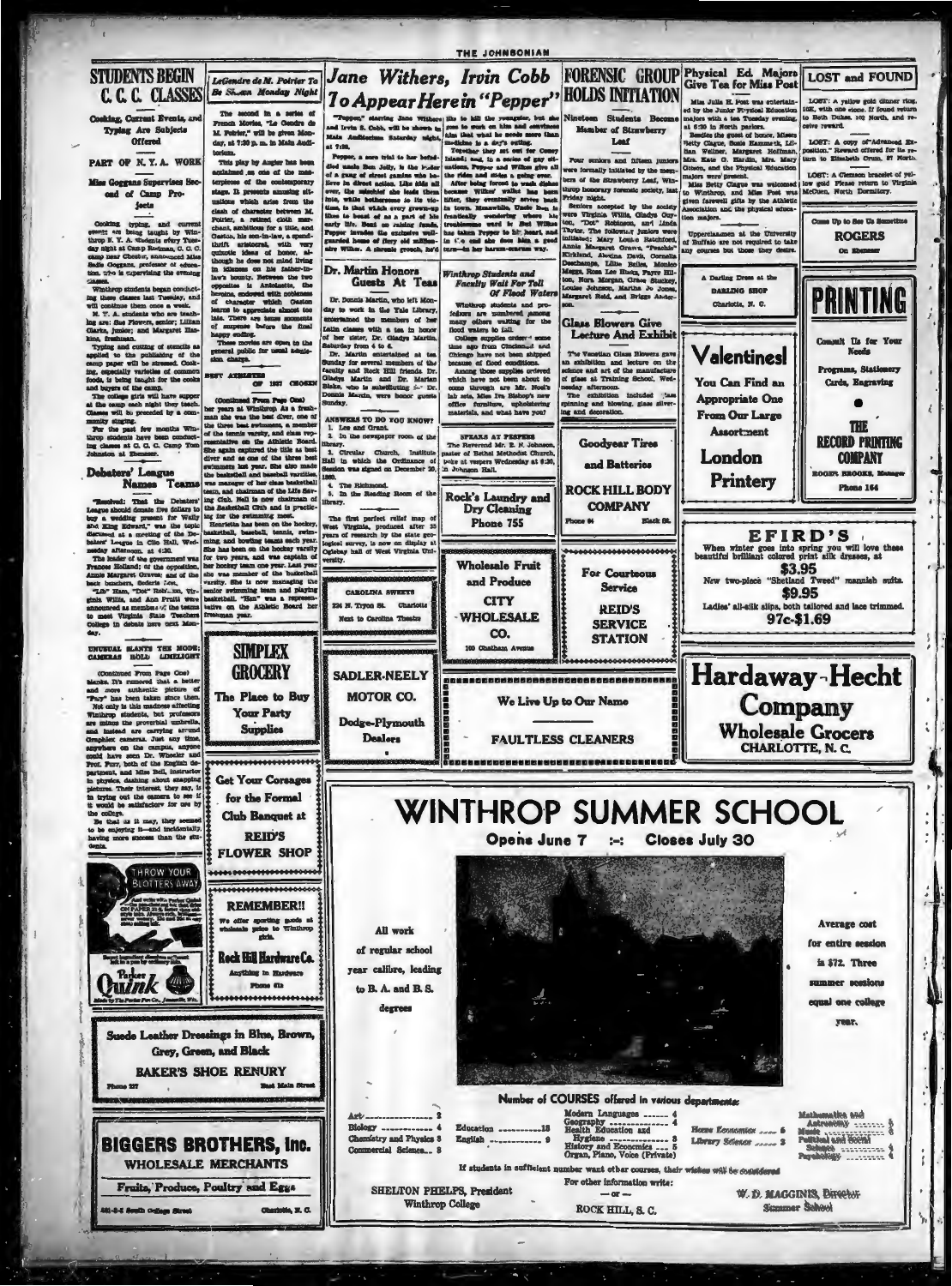## STUDENTS BEGIN C. C. C. CLASSES

### Cooking, Current Events, and Typing Are Subjects Offered

### PART OF N. Y. A. WORK

### Miss Coggans Supervises Second of Camp Projects

Cooking, typing, and current events are being taught by Winthrop N. Y. A. students every Tuesday night at Camp Rodman, C. C. C. camp near Chester, announced Miss Sadie Goggans, professor of education, who is supervising the evening classes.

Winthrop students began conducting these classes last Tuesday, and will continue them once a week.

N. Y. A. students who are teaching are: Sue Flowers, senior; Lillian Clarke, junior; and Margaret Hastings, freshman.

Typing and cutting of stencils as applied to the publishing of the camp paper will be stressed. Cooking, especially varieties of common foods, is being taught for the cooks and buyers of the camp.

The college girls will have supper at the camp each night they teach. Classes will be preceded by a community singing.

For the past few months Winthrop students have been conducting classes at C. C. C. Camp Tom Johnston at Ebenezer.

## Debaters' League Names Teams

"Resolved: That the Debaters' League should donate five dollars to buy a wedding present for Wally and King Edward," was the topic discussed at a meeting of the Debaters' League in Clio Hall, Wednesday afternoon, at 4:30.

The leader of the government was Frances Holland; of the opposition, Annie Margaret Graves; and of the back benchers, Sederia Ross.

"Lib" Ham, "Dot" Robinson, Virginia Willis, and Ann Pruitt were announced as members of the teams to meet Virginia State Teachers College in debate here next Monday.

## UNUSUAL SLANTS THE MODE; CAMERAS HOLD LIMELIGHT

(Continued From Page One)

Sarcks. It's rumored that a better and more authentic picture of "Pay" has been taken since then.

Not only is this madness affecting Winthrop students, but professors are minus the proverbial umbrella, and instead are carrying around Graphlex cameras. Just any time, anywhere on the campus, anyone could have seen Dr. Wheeler and Prof. Parr, both of the English department, and Miss Bell, instructor in physics, dashing about snapping pictures. Their interest, they say, is in trying out the camera to see if it would be satisfactory for use by the college.

Be that as it may, they seemed to be enjoying it—and incidentally, having more success than the students.

**THROW YOUR BLOTTERS AWAY**

And write with Parker Quink ... Regular ingredient dissolves sediment left in a pen by ordinary inks.

**Parker Quink**

Made by The Parker Pen Co., Janesville, Wis.

Suede Leather Dressings in Blue, Brown, Grey, Green, and Black

**BAKER'S SHOE RENURY**

Phone 327 — East Main Street

## LeGendre de M. Poirier To Be Shown Monday Night

The second in a series of French Movies, "Le Gendre de M. Poirier," will be given Monday, at 7:30 p. m. in Main Auditorium.

This play by Augier has been acclaimed as one of the masterpieces of the contemporary stage. It presents amusing situations which arise from the clash of character between M. Poirier, a retired cloth merchant, ambitious for a title, and Gaston, his son-in-law, a spendthrift aristocrat, with very quixotic ideas of honor, although he does not mind living in idleness on his father-in-law's bounty. Between the two opposites is Antoinette, the heroine, endowed with nobleness of character which Gaston learns to appreciate almost too late. There are tense moments of suspense before the final happy ending.

These movies are open to the general public for usual admission charge.

## BEST ATHLETES OF 1937 CHOSEN

(Continued From Page One)

her years at Winthrop. As a freshman she was the best diver, one of the three best swimmers, a member of the tennis varsity, and class representative on the Athletic Board. She again captured the title as best diver and as one of the three best swimmers last year. She also made the basketball and baseball varsities, was manager of her class basketball team, and chairman of the Life Saving Club. Nell is now chairman of the Basketball Club and is practicing for the swimming meet.

Henrietta has been on the hockey, basketball, baseball, tennis, swimming, and bowling teams each year. She has been on the hockey varsity for two years, and was captain of her hockey team one year. Last year she was captain of the basketball varsity. She is now managing the senior swimming team and playing basketball. "Hen" was a representative on the Athletic Board her freshman year.

**SIMPLEX GROCERY**

The Place to Buy Your Party Supplies

Get Your Corsages for the Formal Club Banquet at

**REID'S FLOWER SHOP**

**REMEMBER!!**

We offer sporting goods at wholesale prices to Winthrop girls.

**Rock Hill Hardware Co.**

Anything in Hardware

Phone 611

## Jane Withers, Irvin Cobb To Appear Here in "Pepper"

"Pepper," starring Jane Withers and Irvin S. Cobb, will be shown in Main Auditorium Saturday night, at 7:30.

Pepper, a sore trial to her befuddled uncle Ben Jolly, is the leader of a gang of street gamins who believe in direct action. Like kids all over, the mischief she leads them into, while bothersome to its victims, is that which every grown-up likes to boast of as a part of his early life. Bent on raising funds, Pepper invades the exclusive well-guarded home of fiery old millionaire Wilkes. A chronic grouch, he'd like to kill the youngster, but she goes to work on him and convinces him that what he needs more than medicine is a day's outing.

Together they set out for Coney Island, and, in a series of gay situations, Pepper and Wilkes give all the rides and slides a going over.

After being forced to wash dishes because Wilkes' wallet has been lifted, they eventually arrive back in town. Meanwhile, Uncle Ben is frantically wondering where his troublesome ward is. But Wilkes has taken Pepper to his heart, and in the end she does him a good turn—in her harum-scarum way.

## Dr. Martin Honors Guests At Teas

Dr. Dennis Martin, who left Monday to work in the Yale Library, entertained the members of her Latin classes with a tea in honor of her sister, Dr. Gladys Martin, Saturday from 4 to 6.

Dr. Martin entertained at tea Sunday for several members of the faculty and Rock Hill friends. Dr. Gladys Martin and Dr. Marian Blake, who is substituting for Dr. Dennis Martin, were honor guests Sunday.

### ANSWERS TO DO YOU KNOW?

1. Lee and Grant.
2. In the newspaper room of the library.
3. Circular Church, Institute Hall in which the Ordinance of Secession was signed on December 20, 1860.
4. The Richmond.
5. In the Reading Room of the library.

The first perfect relief map of West Virginia, produced after 25 years of research by the state geological survey, is now on display at Oglebay hall of West Virginia University.

**CAROLINA SWEETS**

224 N. Tryon St. Charlotte

Next to Carolina Theatre

**SADLER-NEELY MOTOR CO.**

Dodge-Plymouth Dealers

## FORENSIC GROUP HOLDS INITIATION

### Nineteen Students Become Member of Strawberry Leaf

Four seniors and fifteen juniors were formally initiated by the members of the Strawberry Leaf, Winthrop honorary forensic society, last Friday night.

Seniors accepted by the society were Virginia Willis, Gladys Guyton, "Dot" Robinson, and Linda Taylor. The following juniors were initiated: Mary Louise Ratchford, Annie Margaret Graves, "Peachie" Kirkland, Alwina Davis, Cornelia Deschamps, Lillie Belles, Monico Maggs, Rosa Lee Hicks, Fayre Hilton, Nora Morgan, Grace Stuckey, Louise Johnson, Martha Jo Jones, Margaret Reid, and Briggs Anderson.

## Winthrop Students and Faculty Wait For Toll Of Flood Waters

Winthrop students and professors are numbered among many others waiting for the flood waters to fall.

College supplies ordered some time ago from Cincinnati and Chicago have not been shipped because of flood conditions.

Among those supplies ordered which have not been about to come through are Mr. Noel's lab sets, Miss Iva Bishop's new office furniture, upholstering materials, and what have you?

**SPEAKS AT VESPERS**

The Reverend Mr. E. N. Johnson, pastor of Bethel Methodist Church, spoke at vespers Wednesday at 6:30, in Johnson Hall.

**Rock's Laundry and Dry Cleaning**

Phone 755

**Wholesale Fruit and Produce**

**CITY WHOLESALE CO.**

100 Chatham Avenue

## Glass Blowers Give Lecture And Exhibit

The Venetian Glass Blowers gave an exhibition and lecture on the science and art of the manufacture of glass at Training School, Wednesday afternoon.

The exhibition included glass spinning and blowing, glass silvering and decoration.

**Goodyear Tires and Batteries**

**ROCK HILL BODY COMPANY**

Phone 64 — Black St.

**For Courteous Service**

**REID'S SERVICE STATION**

We Live Up to Our Name

**FAULTLESS CLEANERS**

## Physical Ed. Majors Give Tea for Miss Post

Miss Julia H. Post was entertained by the Junior Physical Education majors with a tea Tuesday evening, at 6:30 in North parlors.

Besides the guest of honor, Misses Betty Clague, Susie Hammack, Lillian Weiner, Margaret Hoffman, Mrs. Kate G. Hardin, Mrs. Mary Gibson, and the Physical Education majors were present.

Miss Betty Clague was welcomed to Winthrop, and Miss Post was given farewell gifts by the Athletic Association and the physical education majors.

Upperclassmen at the University of Buffalo are not required to take any courses but those they desire.

A Darling Dress at the

**DARLING SHOP**

Charlotte, N. C.

## LOST and FOUND

LOST: A yellow gold dinner ring, 10K, with one stone. If found return to Beth Dukes, 102 North, and receive reward.

LOST: A copy of "Advanced Exposition." Reward offered for its return to Elizabeth Crum, 97 North.

LOST: A Clemson bracelet of yellow gold. Please return to Virginia McCuen, North Dormitory.

Come Up to See Us Sometime

**ROGERS**

On Ebenezer

**PRINTING**

Consult Us for Your Needs

Programs, Stationery, Cards, Engraving

**THE RECORD PRINTING COMPANY**

ROGER BROOKS, Manager

Phone 164

**Valentines!**

You Can Find an Appropriate One From Our Large Assortment

**London Printery**

**EFIRD'S**

When winter goes into spring you will love these beautiful brilliant colored print silk dresses, at

**$3.95**

New two-piece "Shetland Tweed" mannish suits.

**$9.95**

Ladies' all-silk slips, both tailored and lace trimmed.

**97c-$1.69**

**Hardaway-Hecht Company**

Wholesale Grocers

CHARLOTTE, N. C.

# WINTHROP SUMMER SCHOOL

**Opens June 7 :-: Closes July 30**

All work of regular school year calibre, leading to B. A. and B. S. degrees

Average cost for entire session is $72. Three summer sessions equal one college year.

**Number of COURSES offered in various departments:**

| | | | | | | | |
|---|---|---|---|---|---|---|---|
| Art | 2 | Education | 18 | Modern Languages | 4 | Home Economics | 6 |
| Biology | 4 | English | 9 | Geography | 4 | Library Science | 2 |
| Chemistry and Physics | 3 | | | Health Education and Hygiene | 3 | Mathematics and Astronomy | 5 |
| Commercial Science | 3 | | | History and Economics | 5 | Music | 6 |
| | | | | Organ, Piano, Voice (Private) | | Political and Social Science | 3 |
| | | | | | | Psychology | 4 |

If students in sufficient number want other courses, their wishes will be considered

For other information write:

SHELTON PHELPS, President, Winthrop College — or — W. D. MAGGINIS, Director, Summer School

ROCK HILL, S. C.

**BIGGERS BROTHERS, Inc.**

WHOLESALE MERCHANTS

Fruits, Produce, Poultry and Eggs

301-3-5 South College Street — Charlotte, N. C.